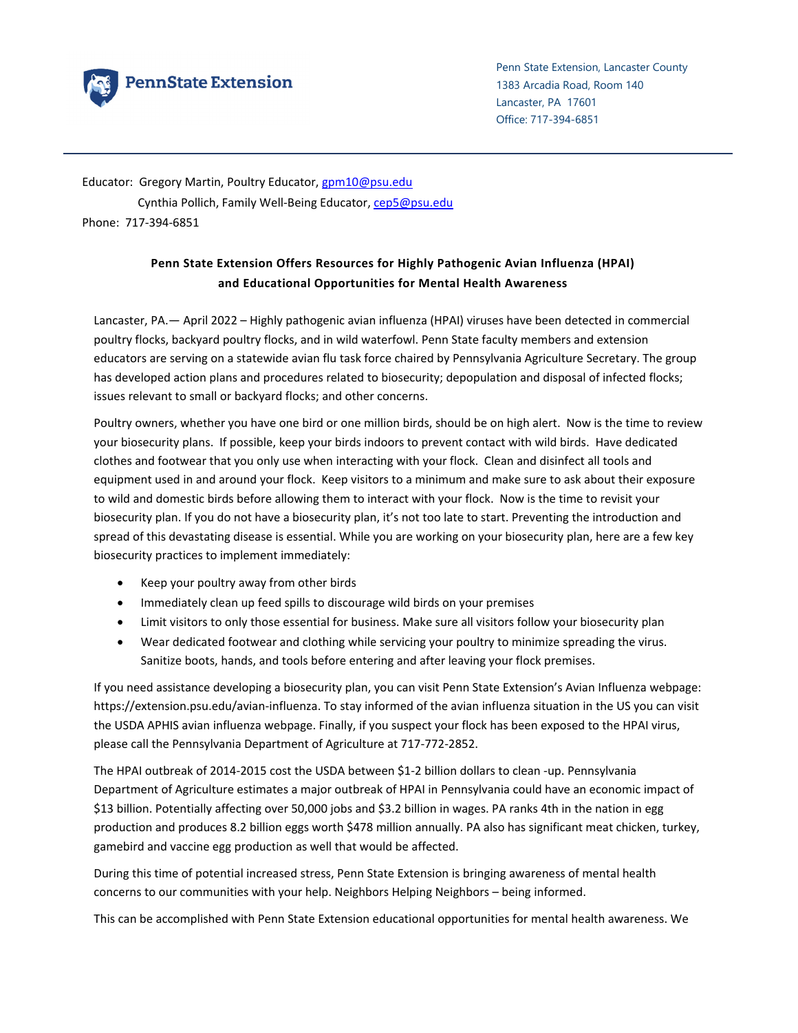Penn State Extension

Penn State Extension, Lancaster County
1383 Arcadia Road, Room 140
Lancaster, PA 17601
Office: 717-394-6851

Educator: Gregory Martin, Poultry Educator, gpm10@psu.edu
Cynthia Pollich, Family Well-Being Educator, cep5@psu.edu
Phone: 717-394-6851

**Penn State Extension Offers Resources for Highly Pathogenic Avian Influenza (HPAI) and Educational Opportunities for Mental Health Awareness**

Lancaster, PA.— April 2022 – Highly pathogenic avian influenza (HPAI) viruses have been detected in commercial poultry flocks, backyard poultry flocks, and in wild waterfowl. Penn State faculty members and extension educators are serving on a statewide avian flu task force chaired by Pennsylvania Agriculture Secretary. The group has developed action plans and procedures related to biosecurity; depopulation and disposal of infected flocks; issues relevant to small or backyard flocks; and other concerns.

Poultry owners, whether you have one bird or one million birds, should be on high alert. Now is the time to review your biosecurity plans. If possible, keep your birds indoors to prevent contact with wild birds. Have dedicated clothes and footwear that you only use when interacting with your flock. Clean and disinfect all tools and equipment used in and around your flock. Keep visitors to a minimum and make sure to ask about their exposure to wild and domestic birds before allowing them to interact with your flock. Now is the time to revisit your biosecurity plan. If you do not have a biosecurity plan, it's not too late to start. Preventing the introduction and spread of this devastating disease is essential. While you are working on your biosecurity plan, here are a few key biosecurity practices to implement immediately:

- Keep your poultry away from other birds
- Immediately clean up feed spills to discourage wild birds on your premises
- Limit visitors to only those essential for business. Make sure all visitors follow your biosecurity plan
- Wear dedicated footwear and clothing while servicing your poultry to minimize spreading the virus. Sanitize boots, hands, and tools before entering and after leaving your flock premises.

If you need assistance developing a biosecurity plan, you can visit Penn State Extension's Avian Influenza webpage: https://extension.psu.edu/avian-influenza. To stay informed of the avian influenza situation in the US you can visit the USDA APHIS avian influenza webpage. Finally, if you suspect your flock has been exposed to the HPAI virus, please call the Pennsylvania Department of Agriculture at 717-772-2852.

The HPAI outbreak of 2014-2015 cost the USDA between $1-2 billion dollars to clean -up. Pennsylvania Department of Agriculture estimates a major outbreak of HPAI in Pennsylvania could have an economic impact of $13 billion. Potentially affecting over 50,000 jobs and $3.2 billion in wages. PA ranks 4th in the nation in egg production and produces 8.2 billion eggs worth $478 million annually. PA also has significant meat chicken, turkey, gamebird and vaccine egg production as well that would be affected.

During this time of potential increased stress, Penn State Extension is bringing awareness of mental health concerns to our communities with your help. Neighbors Helping Neighbors – being informed.

This can be accomplished with Penn State Extension educational opportunities for mental health awareness. We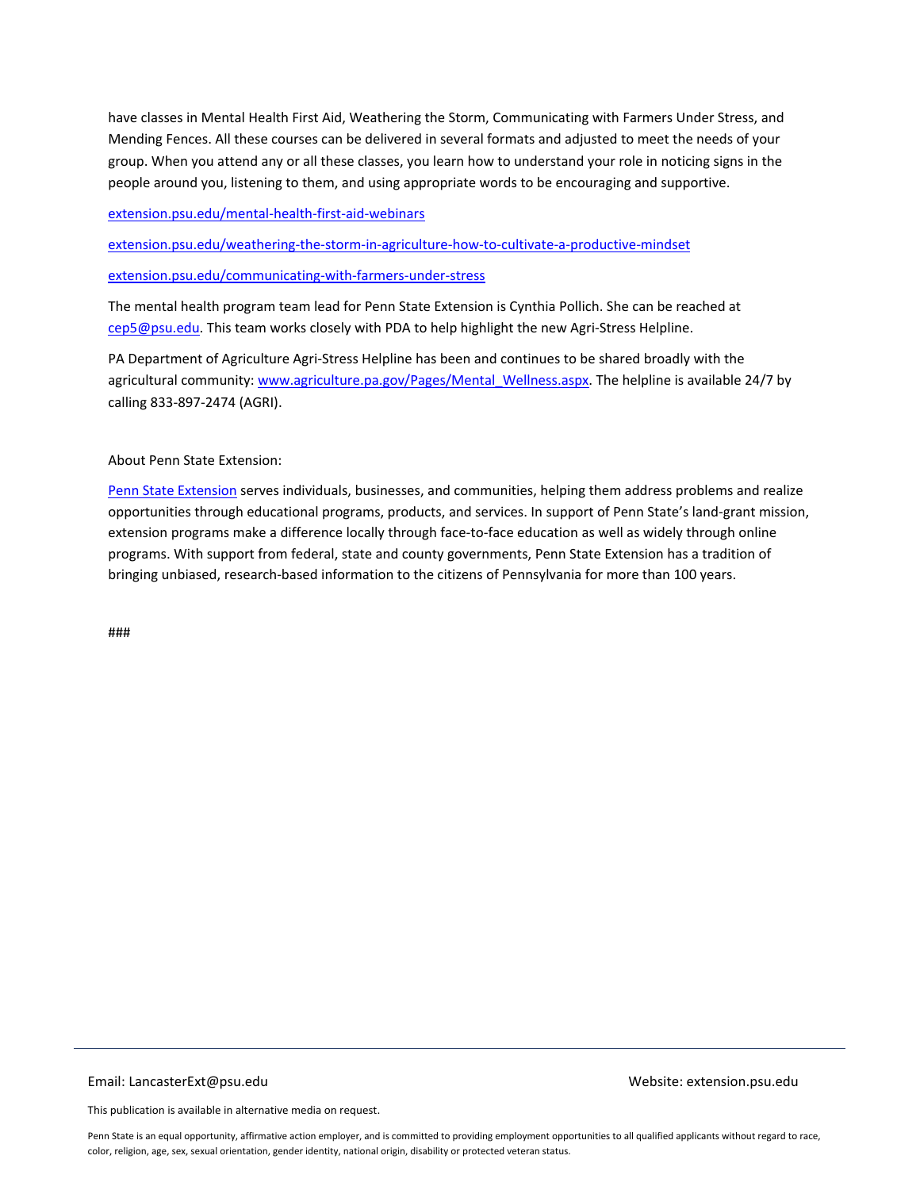have classes in Mental Health First Aid, Weathering the Storm, Communicating with Farmers Under Stress, and Mending Fences. All these courses can be delivered in several formats and adjusted to meet the needs of your group. When you attend any or all these classes, you learn how to understand your role in noticing signs in the people around you, listening to them, and using appropriate words to be encouraging and supportive.

extension.psu.edu/mental-health-first-aid-webinars

extension.psu.edu/weathering-the-storm-in-agriculture-how-to-cultivate-a-productive-mindset

extension.psu.edu/communicating-with-farmers-under-stress

The mental health program team lead for Penn State Extension is Cynthia Pollich. She can be reached at cep5@psu.edu. This team works closely with PDA to help highlight the new Agri-Stress Helpline.

PA Department of Agriculture Agri-Stress Helpline has been and continues to be shared broadly with the agricultural community: www.agriculture.pa.gov/Pages/Mental_Wellness.aspx. The helpline is available 24/7 by calling 833-897-2474 (AGRI).

About Penn State Extension:

Penn State Extension serves individuals, businesses, and communities, helping them address problems and realize opportunities through educational programs, products, and services. In support of Penn State's land-grant mission, extension programs make a difference locally through face-to-face education as well as widely through online programs. With support from federal, state and county governments, Penn State Extension has a tradition of bringing unbiased, research-based information to the citizens of Pennsylvania for more than 100 years.

###

Email: LancasterExt@psu.edu

Website: extension.psu.edu

This publication is available in alternative media on request.

Penn State is an equal opportunity, affirmative action employer, and is committed to providing employment opportunities to all qualified applicants without regard to race, color, religion, age, sex, sexual orientation, gender identity, national origin, disability or protected veteran status.